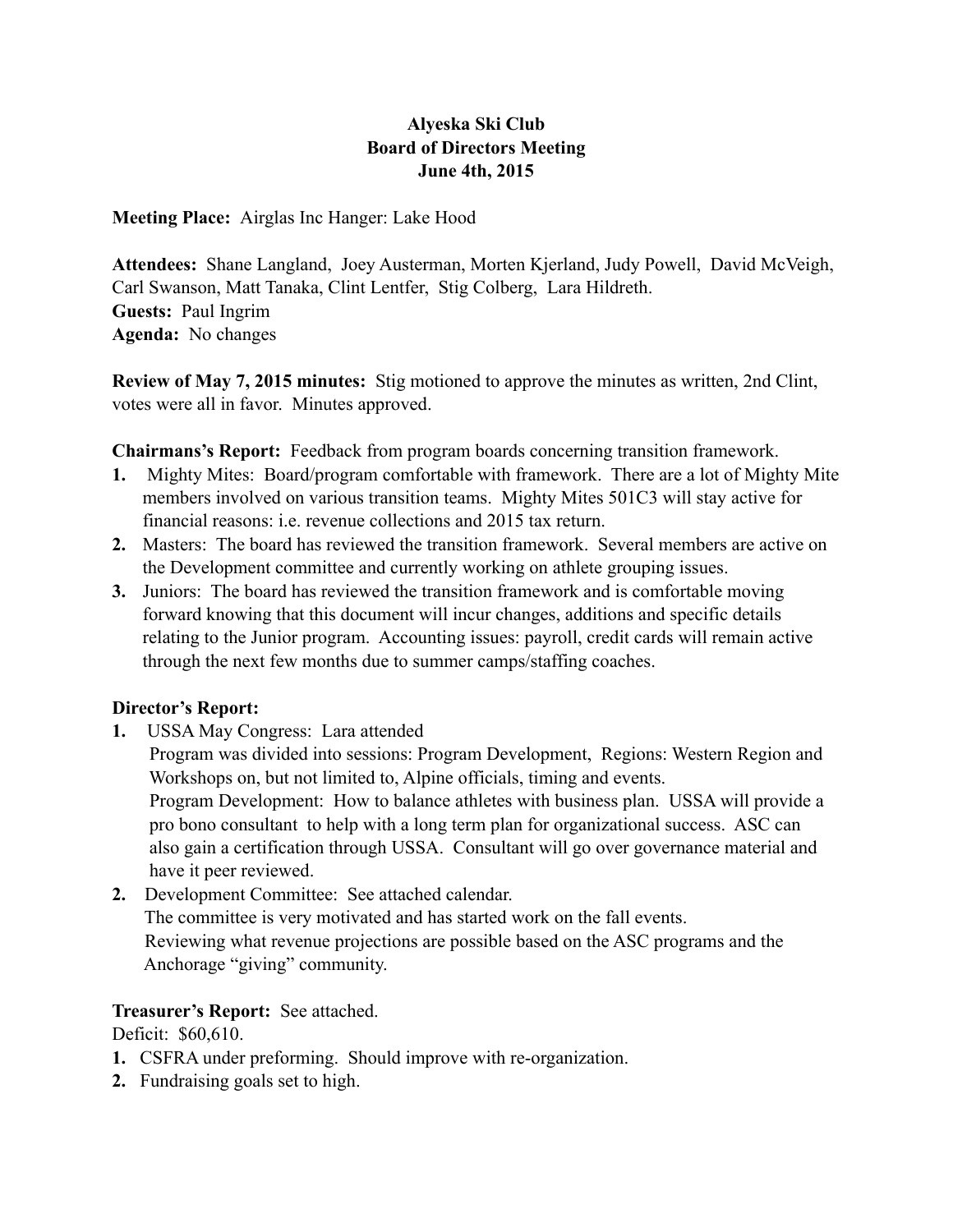# Alyeska Ski Club
## Board of Directors Meeting
### June 4th, 2015

**Meeting Place:** Airglas Inc Hanger: Lake Hood

**Attendees:** Shane Langland, Joey Austerman, Morten Kjerland, Judy Powell, David McVeigh, Carl Swanson, Matt Tanaka, Clint Lentfer, Stig Colberg, Lara Hildreth.
**Guests:** Paul Ingrim
**Agenda:** No changes

**Review of May 7, 2015 minutes:** Stig motioned to approve the minutes as written, 2nd Clint, votes were all in favor. Minutes approved.

**Chairmans's Report:** Feedback from program boards concerning transition framework.

1. Mighty Mites: Board/program comfortable with framework. There are a lot of Mighty Mite members involved on various transition teams. Mighty Mites 501C3 will stay active for financial reasons: i.e. revenue collections and 2015 tax return.
2. Masters: The board has reviewed the transition framework. Several members are active on the Development committee and currently working on athlete grouping issues.
3. Juniors: The board has reviewed the transition framework and is comfortable moving forward knowing that this document will incur changes, additions and specific details relating to the Junior program. Accounting issues: payroll, credit cards will remain active through the next few months due to summer camps/staffing coaches.

**Director's Report:**

1. USSA May Congress: Lara attended
   Program was divided into sessions: Program Development, Regions: Western Region and Workshops on, but not limited to, Alpine officials, timing and events.
   Program Development: How to balance athletes with business plan. USSA will provide a pro bono consultant to help with a long term plan for organizational success. ASC can also gain a certification through USSA. Consultant will go over governance material and have it peer reviewed.
2. Development Committee: See attached calendar.
   The committee is very motivated and has started work on the fall events.
   Reviewing what revenue projections are possible based on the ASC programs and the Anchorage "giving" community.

**Treasurer's Report:** See attached.
Deficit: $60,610.

1. CSFRA under preforming. Should improve with re-organization.
2. Fundraising goals set to high.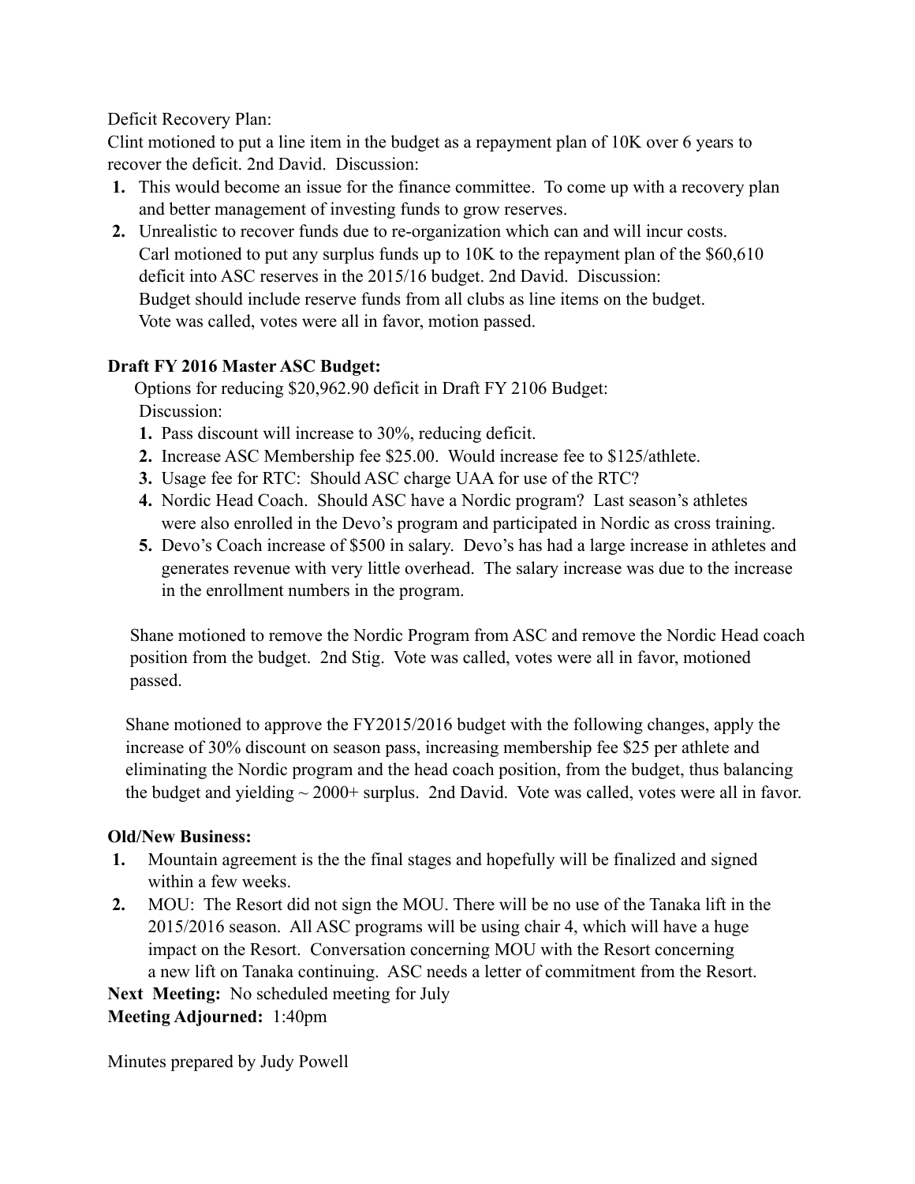Deficit Recovery Plan:

Clint motioned to put a line item in the budget as a repayment plan of 10K over 6 years to recover the deficit. 2nd David. Discussion:

1. This would become an issue for the finance committee. To come up with a recovery plan and better management of investing funds to grow reserves.
2. Unrealistic to recover funds due to re-organization which can and will incur costs.
   Carl motioned to put any surplus funds up to 10K to the repayment plan of the $60,610 deficit into ASC reserves in the 2015/16 budget. 2nd David. Discussion:
   Budget should include reserve funds from all clubs as line items on the budget.
   Vote was called, votes were all in favor, motion passed.

**Draft FY 2016 Master ASC Budget:**

Options for reducing $20,962.90 deficit in Draft FY 2106 Budget:

Discussion:

1. Pass discount will increase to 30%, reducing deficit.
2. Increase ASC Membership fee $25.00. Would increase fee to $125/athlete.
3. Usage fee for RTC: Should ASC charge UAA for use of the RTC?
4. Nordic Head Coach. Should ASC have a Nordic program? Last season's athletes were also enrolled in the Devo's program and participated in Nordic as cross training.
5. Devo's Coach increase of $500 in salary. Devo's has had a large increase in athletes and generates revenue with very little overhead. The salary increase was due to the increase in the enrollment numbers in the program.

Shane motioned to remove the Nordic Program from ASC and remove the Nordic Head coach position from the budget. 2nd Stig. Vote was called, votes were all in favor, motioned passed.

Shane motioned to approve the FY2015/2016 budget with the following changes, apply the increase of 30% discount on season pass, increasing membership fee $25 per athlete and eliminating the Nordic program and the head coach position, from the budget, thus balancing the budget and yielding ~ 2000+ surplus. 2nd David. Vote was called, votes were all in favor.

**Old/New Business:**

1. Mountain agreement is the the final stages and hopefully will be finalized and signed within a few weeks.
2. MOU: The Resort did not sign the MOU. There will be no use of the Tanaka lift in the 2015/2016 season. All ASC programs will be using chair 4, which will have a huge impact on the Resort. Conversation concerning MOU with the Resort concerning a new lift on Tanaka continuing. ASC needs a letter of commitment from the Resort.

**Next Meeting:** No scheduled meeting for July

**Meeting Adjourned:** 1:40pm

Minutes prepared by Judy Powell